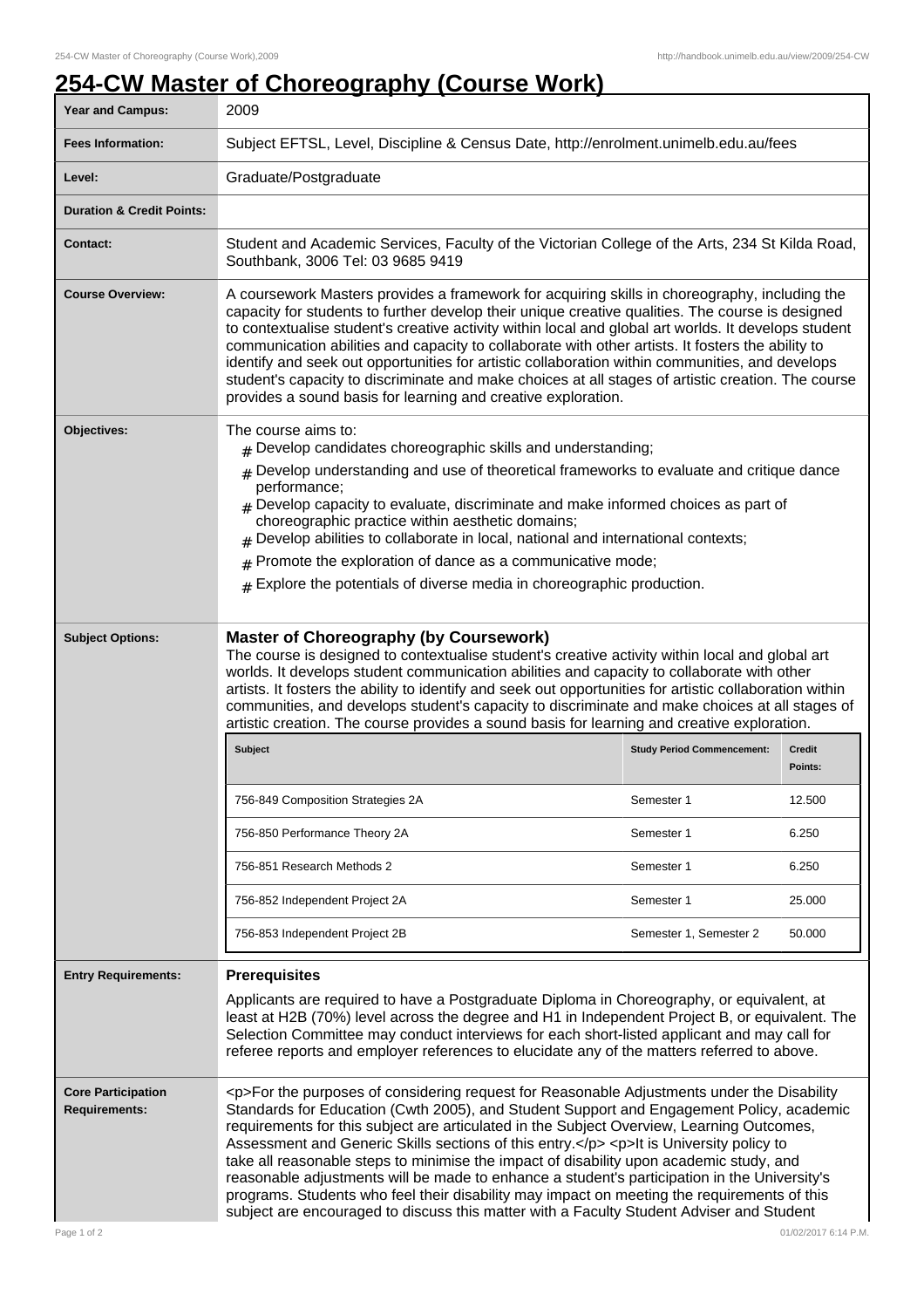# 254-CW Master of Choreography (Course Work)

| | |
|---|---|
| **Year and Campus:** | 2009 |
| **Fees Information:** | Subject EFTSL, Level, Discipline & Census Date, http://enrolment.unimelb.edu.au/fees |
| **Level:** | Graduate/Postgraduate |
| **Duration & Credit Points:** | |
| **Contact:** | Student and Academic Services, Faculty of the Victorian College of the Arts, 234 St Kilda Road, Southbank, 3006 Tel: 03 9685 9419 |
| **Course Overview:** | A coursework Masters provides a framework for acquiring skills in choreography, including the capacity for students to further develop their unique creative qualities. The course is designed to contextualise student's creative activity within local and global art worlds. It develops student communication abilities and capacity to collaborate with other artists. It fosters the ability to identify and seek out opportunities for artistic collaboration within communities, and develops student's capacity to discriminate and make choices at all stages of artistic creation. The course provides a sound basis for learning and creative exploration. |
| **Objectives:** | The course aims to:<br># Develop candidates choreographic skills and understanding;<br># Develop understanding and use of theoretical frameworks to evaluate and critique dance performance;<br># Develop capacity to evaluate, discriminate and make informed choices as part of choreographic practice within aesthetic domains;<br># Develop abilities to collaborate in local, national and international contexts;<br># Promote the exploration of dance as a communicative mode;<br># Explore the potentials of diverse media in choreographic production. |

**Subject Options:**

**Master of Choreography (by Coursework)**

The course is designed to contextualise student's creative activity within local and global art worlds. It develops student communication abilities and capacity to collaborate with other artists. It fosters the ability to identify and seek out opportunities for artistic collaboration within communities, and develops student's capacity to discriminate and make choices at all stages of artistic creation. The course provides a sound basis for learning and creative exploration.

| Subject | Study Period Commencement: | Credit Points: |
|---|---|---|
| 756-849 Composition Strategies 2A | Semester 1 | 12.500 |
| 756-850 Performance Theory 2A | Semester 1 | 6.250 |
| 756-851 Research Methods 2 | Semester 1 | 6.250 |
| 756-852 Independent Project 2A | Semester 1 | 25.000 |
| 756-853 Independent Project 2B | Semester 1, Semester 2 | 50.000 |

**Entry Requirements:**

**Prerequisites**

Applicants are required to have a Postgraduate Diploma in Choreography, or equivalent, at least at H2B (70%) level across the degree and H1 in Independent Project B, or equivalent. The Selection Committee may conduct interviews for each short-listed applicant and may call for referee reports and employer references to elucidate any of the matters referred to above.

**Core Participation Requirements:**

<p>For the purposes of considering request for Reasonable Adjustments under the Disability Standards for Education (Cwth 2005), and Student Support and Engagement Policy, academic requirements for this subject are articulated in the Subject Overview, Learning Outcomes, Assessment and Generic Skills sections of this entry.</p> <p>It is University policy to take all reasonable steps to minimise the impact of disability upon academic study, and reasonable adjustments will be made to enhance a student's participation in the University's programs. Students who feel their disability may impact on meeting the requirements of this subject are encouraged to discuss this matter with a Faculty Student Adviser and Student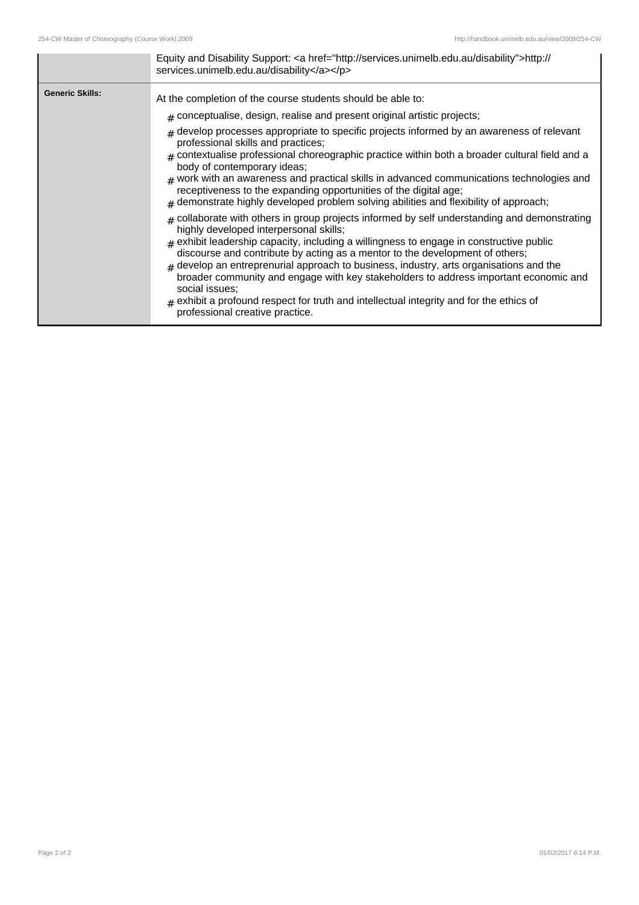| | |
|---|---|
| | Equity and Disability Support: <a href="http://services.unimelb.edu.au/disability">http://services.unimelb.edu.au/disability</a></p> |
| **Generic Skills:** | At the completion of the course students should be able to:<br># conceptualise, design, realise and present original artistic projects;<br># develop processes appropriate to specific projects informed by an awareness of relevant professional skills and practices;<br># contextualise professional choreographic practice within both a broader cultural field and a body of contemporary ideas;<br># work with an awareness and practical skills in advanced communications technologies and receptiveness to the expanding opportunities of the digital age;<br># demonstrate highly developed problem solving abilities and flexibility of approach;<br># collaborate with others in group projects informed by self understanding and demonstrating highly developed interpersonal skills;<br># exhibit leadership capacity, including a willingness to engage in constructive public discourse and contribute by acting as a mentor to the development of others;<br># develop an entreprenurial approach to business, industry, arts organisations and the broader community and engage with key stakeholders to address important economic and social issues;<br># exhibit a profound respect for truth and intellectual integrity and for the ethics of professional creative practice. |